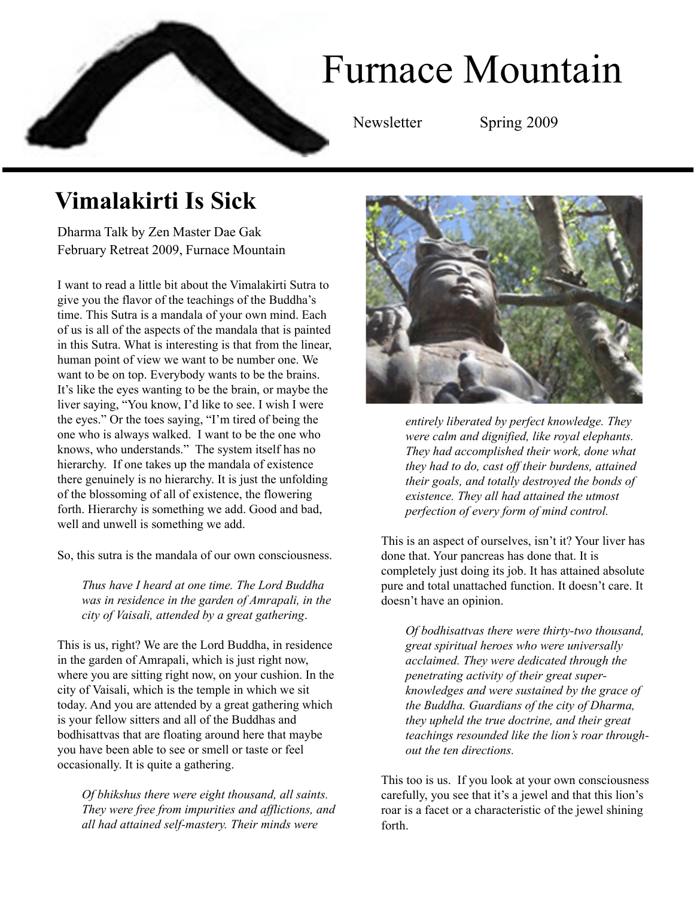# Furnace Mountain

Newsletter Spring 2009

## Vimalakirti Is Sick

Dharma Talk by Zen Master Dae Gak
February Retreat 2009, Furnace Mountain

I want to read a little bit about the Vimalakirti Sutra to give you the flavor of the teachings of the Buddha's time. This Sutra is a mandala of your own mind. Each of us is all of the aspects of the mandala that is painted in this Sutra. What is interesting is that from the linear, human point of view we want to be number one. We want to be on top. Everybody wants to be the brains. It's like the eyes wanting to be the brain, or maybe the liver saying, "You know, I'd like to see. I wish I were the eyes." Or the toes saying, "I'm tired of being the one who is always walked. I want to be the one who knows, who understands." The system itself has no hierarchy. If one takes up the mandala of existence there genuinely is no hierarchy. It is just the unfolding of the blossoming of all of existence, the flowering forth. Hierarchy is something we add. Good and bad, well and unwell is something we add.

So, this sutra is the mandala of our own consciousness.

> *Thus have I heard at one time. The Lord Buddha was in residence in the garden of Amrapali, in the city of Vaisali, attended by a great gathering.*

This is us, right? We are the Lord Buddha, in residence in the garden of Amrapali, which is just right now, where you are sitting right now, on your cushion. In the city of Vaisali, which is the temple in which we sit today. And you are attended by a great gathering which is your fellow sitters and all of the Buddhas and bodhisattvas that are floating around here that maybe you have been able to see or smell or taste or feel occasionally. It is quite a gathering.

> *Of bhikshus there were eight thousand, all saints. They were free from impurities and afflictions, and all had attained self-mastery. Their minds were entirely liberated by perfect knowledge. They were calm and dignified, like royal elephants. They had accomplished their work, done what they had to do, cast off their burdens, attained their goals, and totally destroyed the bonds of existence. They all had attained the utmost perfection of every form of mind control.*

This is an aspect of ourselves, isn't it? Your liver has done that. Your pancreas has done that. It is completely just doing its job. It has attained absolute pure and total unattached function. It doesn't care. It doesn't have an opinion.

> *Of bodhisattvas there were thirty-two thousand, great spiritual heroes who were universally acclaimed. They were dedicated through the penetrating activity of their great super-knowledges and were sustained by the grace of the Buddha. Guardians of the city of Dharma, they upheld the true doctrine, and their great teachings resounded like the lion's roar throughout the ten directions.*

This too is us. If you look at your own consciousness carefully, you see that it's a jewel and that this lion's roar is a facet or a characteristic of the jewel shining forth.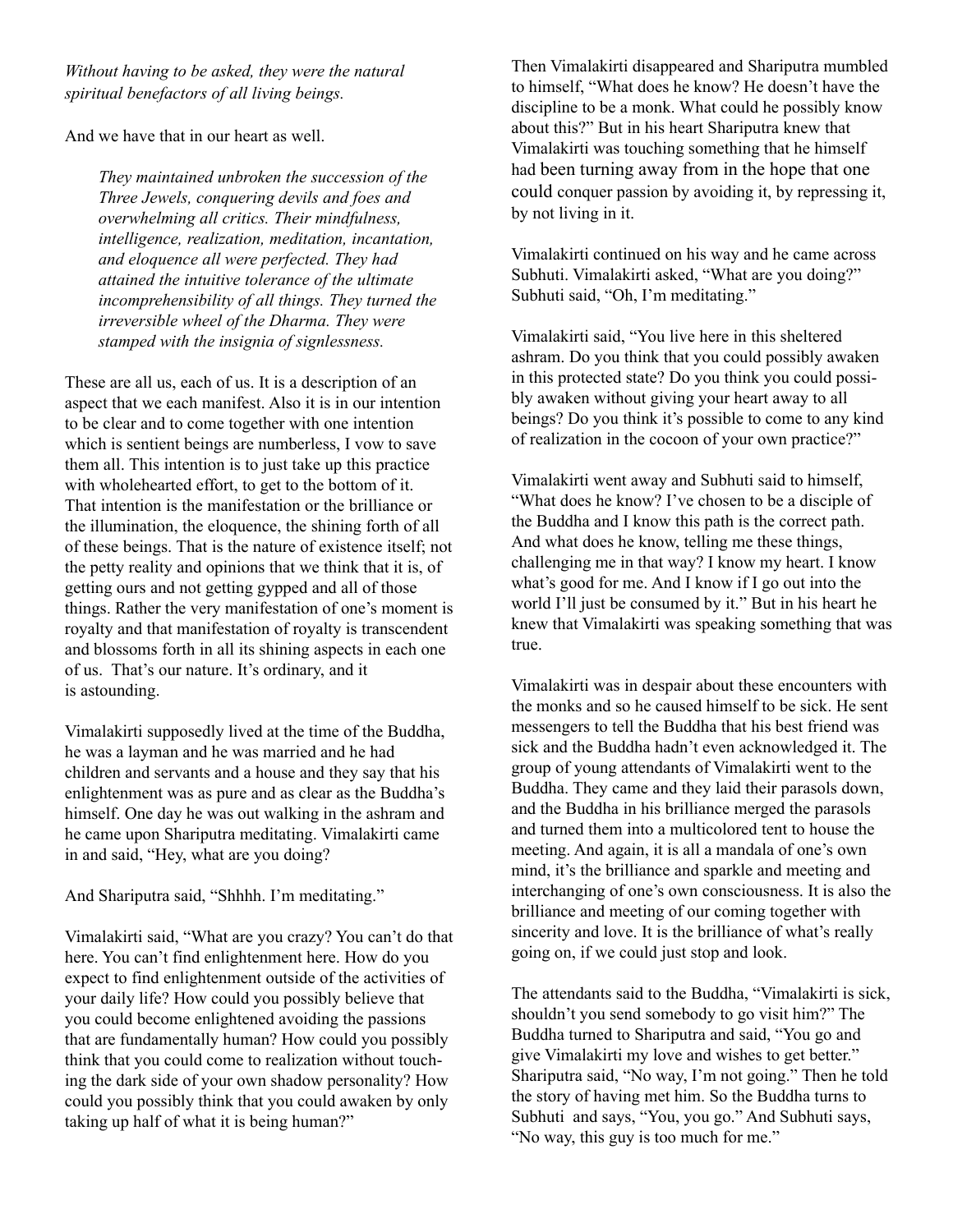*Without having to be asked, they were the natural spiritual benefactors of all living beings.*

And we have that in our heart as well.

> *They maintained unbroken the succession of the Three Jewels, conquering devils and foes and overwhelming all critics. Their mindfulness, intelligence, realization, meditation, incantation, and eloquence all were perfected. They had attained the intuitive tolerance of the ultimate incomprehensibility of all things. They turned the irreversible wheel of the Dharma. They were stamped with the insignia of signlessness.*

These are all us, each of us. It is a description of an aspect that we each manifest. Also it is in our intention to be clear and to come together with one intention which is sentient beings are numberless, I vow to save them all. This intention is to just take up this practice with wholehearted effort, to get to the bottom of it. That intention is the manifestation or the brilliance or the illumination, the eloquence, the shining forth of all of these beings. That is the nature of existence itself; not the petty reality and opinions that we think that it is, of getting ours and not getting gypped and all of those things. Rather the very manifestation of one's moment is royalty and that manifestation of royalty is transcendent and blossoms forth in all its shining aspects in each one of us. That's our nature. It's ordinary, and it is astounding.

Vimalakirti supposedly lived at the time of the Buddha, he was a layman and he was married and he had children and servants and a house and they say that his enlightenment was as pure and as clear as the Buddha's himself. One day he was out walking in the ashram and he came upon Shariputra meditating. Vimalakirti came in and said, "Hey, what are you doing?

And Shariputra said, "Shhhh. I'm meditating."

Vimalakirti said, "What are you crazy? You can't do that here. You can't find enlightenment here. How do you expect to find enlightenment outside of the activities of your daily life? How could you possibly believe that you could become enlightened avoiding the passions that are fundamentally human? How could you possibly think that you could come to realization without touching the dark side of your own shadow personality? How could you possibly think that you could awaken by only taking up half of what it is being human?"

Then Vimalakirti disappeared and Shariputra mumbled to himself, "What does he know? He doesn't have the discipline to be a monk. What could he possibly know about this?" But in his heart Shariputra knew that Vimalakirti was touching something that he himself had been turning away from in the hope that one could conquer passion by avoiding it, by repressing it, by not living in it.

Vimalakirti continued on his way and he came across Subhuti. Vimalakirti asked, "What are you doing?" Subhuti said, "Oh, I'm meditating."

Vimalakirti said, "You live here in this sheltered ashram. Do you think that you could possibly awaken in this protected state? Do you think you could possibly awaken without giving your heart away to all beings? Do you think it's possible to come to any kind of realization in the cocoon of your own practice?"

Vimalakirti went away and Subhuti said to himself, "What does he know? I've chosen to be a disciple of the Buddha and I know this path is the correct path. And what does he know, telling me these things, challenging me in that way? I know my heart. I know what's good for me. And I know if I go out into the world I'll just be consumed by it." But in his heart he knew that Vimalakirti was speaking something that was true.

Vimalakirti was in despair about these encounters with the monks and so he caused himself to be sick. He sent messengers to tell the Buddha that his best friend was sick and the Buddha hadn't even acknowledged it. The group of young attendants of Vimalakirti went to the Buddha. They came and they laid their parasols down, and the Buddha in his brilliance merged the parasols and turned them into a multicolored tent to house the meeting. And again, it is all a mandala of one's own mind, it's the brilliance and sparkle and meeting and interchanging of one's own consciousness. It is also the brilliance and meeting of our coming together with sincerity and love. It is the brilliance of what's really going on, if we could just stop and look.

The attendants said to the Buddha, "Vimalakirti is sick, shouldn't you send somebody to go visit him?" The Buddha turned to Shariputra and said, "You go and give Vimalakirti my love and wishes to get better." Shariputra said, "No way, I'm not going." Then he told the story of having met him. So the Buddha turns to Subhuti and says, "You, you go." And Subhuti says, "No way, this guy is too much for me."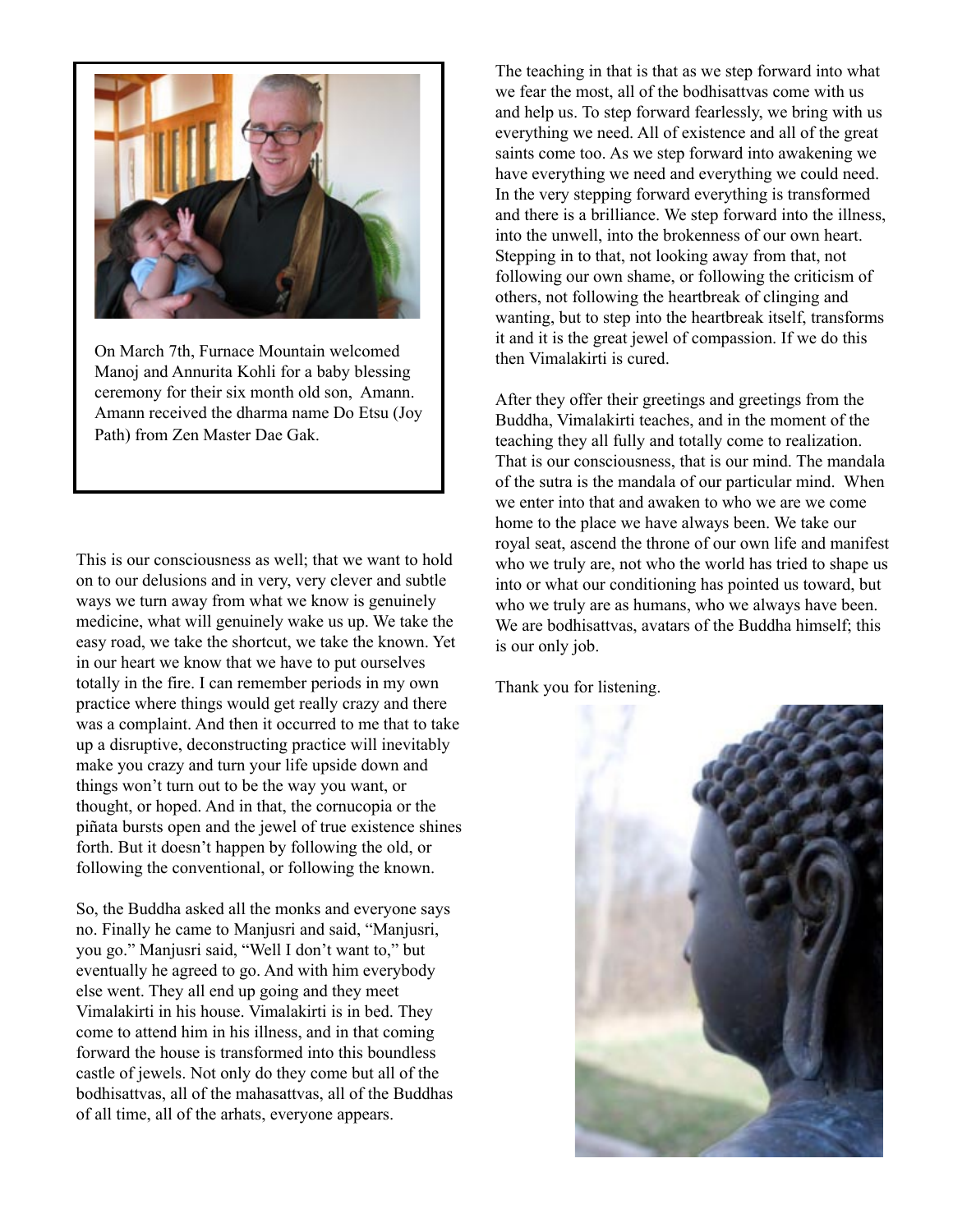On March 7th, Furnace Mountain welcomed Manoj and Annurita Kohli for a baby blessing ceremony for their six month old son, Amann. Amann received the dharma name Do Etsu (Joy Path) from Zen Master Dae Gak.

This is our consciousness as well; that we want to hold on to our delusions and in very, very clever and subtle ways we turn away from what we know is genuinely medicine, what will genuinely wake us up. We take the easy road, we take the shortcut, we take the known. Yet in our heart we know that we have to put ourselves totally in the fire. I can remember periods in my own practice where things would get really crazy and there was a complaint. And then it occurred to me that to take up a disruptive, deconstructing practice will inevitably make you crazy and turn your life upside down and things won't turn out to be the way you want, or thought, or hoped. And in that, the cornucopia or the piñata bursts open and the jewel of true existence shines forth. But it doesn't happen by following the old, or following the conventional, or following the known.

So, the Buddha asked all the monks and everyone says no. Finally he came to Manjusri and said, "Manjusri, you go." Manjusri said, "Well I don't want to," but eventually he agreed to go. And with him everybody else went. They all end up going and they meet Vimalakirti in his house. Vimalakirti is in bed. They come to attend him in his illness, and in that coming forward the house is transformed into this boundless castle of jewels. Not only do they come but all of the bodhisattvas, all of the mahasattvas, all of the Buddhas of all time, all of the arhats, everyone appears.

The teaching in that is that as we step forward into what we fear the most, all of the bodhisattvas come with us and help us. To step forward fearlessly, we bring with us everything we need. All of existence and all of the great saints come too. As we step forward into awakening we have everything we need and everything we could need. In the very stepping forward everything is transformed and there is a brilliance. We step forward into the illness, into the unwell, into the brokenness of our own heart. Stepping in to that, not looking away from that, not following our own shame, or following the criticism of others, not following the heartbreak of clinging and wanting, but to step into the heartbreak itself, transforms it and it is the great jewel of compassion. If we do this then Vimalakirti is cured.

After they offer their greetings and greetings from the Buddha, Vimalakirti teaches, and in the moment of the teaching they all fully and totally come to realization. That is our consciousness, that is our mind. The mandala of the sutra is the mandala of our particular mind. When we enter into that and awaken to who we are we come home to the place we have always been. We take our royal seat, ascend the throne of our own life and manifest who we truly are, not who the world has tried to shape us into or what our conditioning has pointed us toward, but who we truly are as humans, who we always have been. We are bodhisattvas, avatars of the Buddha himself; this is our only job.

Thank you for listening.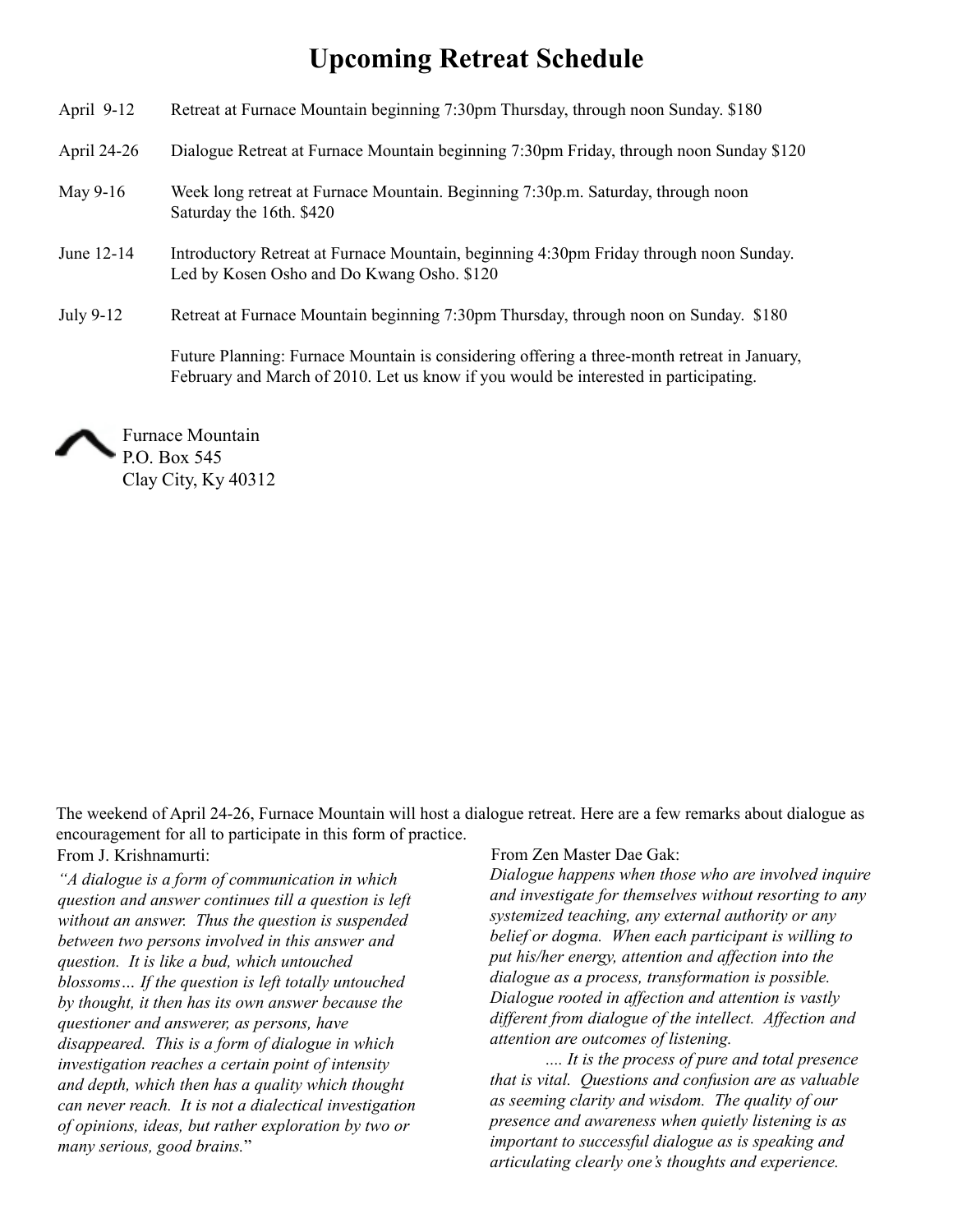# Upcoming Retreat Schedule

| | |
|---|---|
| April 9-12 | Retreat at Furnace Mountain beginning 7:30pm Thursday, through noon Sunday. $180 |
| April 24-26 | Dialogue Retreat at Furnace Mountain beginning 7:30pm Friday, through noon Sunday $120 |
| May 9-16 | Week long retreat at Furnace Mountain. Beginning 7:30p.m. Saturday, through noon Saturday the 16th. $420 |
| June 12-14 | Introductory Retreat at Furnace Mountain, beginning 4:30pm Friday through noon Sunday. Led by Kosen Osho and Do Kwang Osho. $120 |
| July 9-12 | Retreat at Furnace Mountain beginning 7:30pm Thursday, through noon on Sunday. $180 |

Future Planning: Furnace Mountain is considering offering a three-month retreat in January, February and March of 2010. Let us know if you would be interested in participating.

Furnace Mountain
P.O. Box 545
Clay City, Ky 40312

The weekend of April 24-26, Furnace Mountain will host a dialogue retreat. Here are a few remarks about dialogue as encouragement for all to participate in this form of practice.

From J. Krishnamurti:

*"A dialogue is a form of communication in which question and answer continues till a question is left without an answer. Thus the question is suspended between two persons involved in this answer and question. It is like a bud, which untouched blossoms… If the question is left totally untouched by thought, it then has its own answer because the questioner and answerer, as persons, have disappeared. This is a form of dialogue in which investigation reaches a certain point of intensity and depth, which then has a quality which thought can never reach. It is not a dialectical investigation of opinions, ideas, but rather exploration by two or many serious, good brains."*

From Zen Master Dae Gak:

*Dialogue happens when those who are involved inquire and investigate for themselves without resorting to any systemized teaching, any external authority or any belief or dogma. When each participant is willing to put his/her energy, attention and affection into the dialogue as a process, transformation is possible. Dialogue rooted in affection and attention is vastly different from dialogue of the intellect. Affection and attention are outcomes of listening.*

*.... It is the process of pure and total presence that is vital. Questions and confusion are as valuable as seeming clarity and wisdom. The quality of our presence and awareness when quietly listening is as important to successful dialogue as is speaking and articulating clearly one's thoughts and experience.*